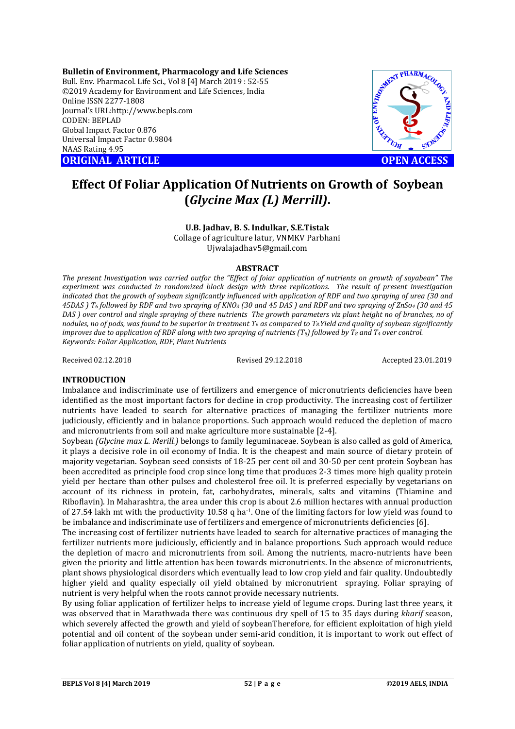**Bulletin of Environment, Pharmacology and Life Sciences**
Bull. Env. Pharmacol. Life Sci., Vol 8 [4] March 2019 : 52-55
©2019 Academy for Environment and Life Sciences, India
Online ISSN 2277-1808
Journal's URL:http://www.bepls.com
CODEN: BEPLAD
Global Impact Factor 0.876
Universal Impact Factor 0.9804
NAAS Rating 4.95

**ORIGINAL ARTICLE** **OPEN ACCESS**

# Effect Of Foliar Application Of Nutrients on Growth of Soybean (*Glycine Max (L) Merrill)*.

**U.B. Jadhav, B. S. Indulkar, S.E.Tistak**
Collage of agriculture latur, VNMKV Parbhani
Ujwalajadhav5@gmail.com

## ABSTRACT

*The present Investigation was carried outfor the "Effect of foiar application of nutrients on growth of soyabean" The experiment was conducted in randomized block design with three replications. The result of present investigation indicated that the growth of soybean significantly influenced with application of RDF and two spraying of urea (30 and 45DAS ) $T_6$ followed by RDF and two spraying of $KNO_3$ (30 and 45 DAS ) and RDF and two spraying of $ZnSo_4$ (30 and 45 DAS ) over control and single spraying of these nutrients The growth parameters viz plant height no of branches, no of nodules, no of pods, was found to be superior in treatment $T_6$ as compared to $T_8$.Yield and quality of soybean significantly improves due to application of RDF along with two spraying of nutrients ($T_6$) followed by $T_8$ and $T_4$ over control.*
*Keywords: Foliar Application, RDF, Plant Nutrients*

Received 02.12.2018 Revised 29.12.2018 Accepted 23.01.2019

## INTRODUCTION

Imbalance and indiscriminate use of fertilizers and emergence of micronutrients deficiencies have been identified as the most important factors for decline in crop productivity. The increasing cost of fertilizer nutrients have leaded to search for alternative practices of managing the fertilizer nutrients more judiciously, efficiently and in balance proportions. Such approach would reduced the depletion of macro and micronutrients from soil and make agriculture more sustainable [2-4].

Soybean *(Glycine max L. Merill.)* belongs to family leguminaceae. Soybean is also called as gold of America, it plays a decisive role in oil economy of India. It is the cheapest and main source of dietary protein of majority vegetarian. Soybean seed consists of 18-25 per cent oil and 30-50 per cent protein Soybean has been accredited as principle food crop since long time that produces 2-3 times more high quality protein yield per hectare than other pulses and cholesterol free oil. It is preferred especially by vegetarians on account of its richness in protein, fat, carbohydrates, minerals, salts and vitamins (Thiamine and Riboflavin). In Maharashtra, the area under this crop is about 2.6 million hectares with annual production of 27.54 lakh mt with the productivity 10.58 q $ha^{-1}$. One of the limiting factors for low yield was found to be imbalance and indiscriminate use of fertilizers and emergence of micronutrients deficiencies [6].

The increasing cost of fertilizer nutrients have leaded to search for alternative practices of managing the fertilizer nutrients more judiciously, efficiently and in balance proportions. Such approach would reduce the depletion of macro and micronutrients from soil. Among the nutrients, macro-nutrients have been given the priority and little attention has been towards micronutrients. In the absence of micronutrients, plant shows physiological disorders which eventually lead to low crop yield and fair quality. Undoubtedly higher yield and quality especially oil yield obtained by micronutrient spraying. Foliar spraying of nutrient is very helpful when the roots cannot provide necessary nutrients.

By using foliar application of fertilizer helps to increase yield of legume crops. During last three years, it was observed that in Marathwada there was continuous dry spell of 15 to 35 days during *kharif* season, which severely affected the growth and yield of soybeanTherefore, for efficient exploitation of high yield potential and oil content of the soybean under semi-arid condition, it is important to work out effect of foliar application of nutrients on yield, quality of soybean.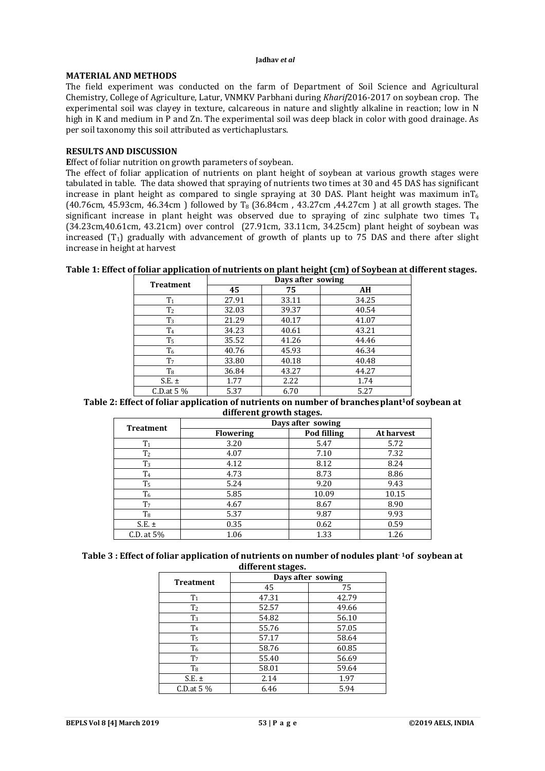## MATERIAL AND METHODS

The field experiment was conducted on the farm of Department of Soil Science and Agricultural Chemistry, College of Agriculture, Latur, VNMKV Parbhani during *Kharif*2016-2017 on soybean crop. The experimental soil was clayey in texture, calcareous in nature and slightly alkaline in reaction; low in N high in K and medium in P and Zn. The experimental soil was deep black in color with good drainage. As per soil taxonomy this soil attributed as vertichaplustars.

## RESULTS AND DISCUSSION

**E**ffect of foliar nutrition on growth parameters of soybean.

The effect of foliar application of nutrients on plant height of soybean at various growth stages were tabulated in table. The data showed that spraying of nutrients two times at 30 and 45 DAS has significant increase in plant height as compared to single spraying at 30 DAS. Plant height was maximum in$T_6$ (40.76cm, 45.93cm, 46.34cm ) followed by $T_8$ (36.84cm , 43.27cm ,44.27cm ) at all growth stages. The significant increase in plant height was observed due to spraying of zinc sulphate two times $T_4$ (34.23cm,40.61cm, 43.21cm) over control (27.91cm, 33.11cm, 34.25cm) plant height of soybean was increased ($T_1$) gradually with advancement of growth of plants up to 75 DAS and there after slight increase in height at harvest

**Table 1: Effect of foliar application of nutrients on plant height (cm) of Soybean at different stages.**

| Treatment | Days after sowing | |
|---|---|---|---|
| | 45 | 75 | AH |
| $T_1$ | 27.91 | 33.11 | 34.25 |
| $T_2$ | 32.03 | 39.37 | 40.54 |
| $T_3$ | 21.29 | 40.17 | 41.07 |
| $T_4$ | 34.23 | 40.61 | 43.21 |
| $T_5$ | 35.52 | 41.26 | 44.46 |
| $T_6$ | 40.76 | 45.93 | 46.34 |
| $T_7$ | 33.80 | 40.18 | 40.48 |
| $T_8$ | 36.84 | 43.27 | 44.27 |
| S.E. ± | 1.77 | 2.22 | 1.74 |
| C.D.at 5 % | 5.37 | 6.70 | 5.27 |

**Table 2: Effect of foliar application of nutrients on number of branches plant$^{-1}$of soybean at different growth stages.**

| Treatment | Days after sowing | | |
|---|---|---|---|
| | Flowering | Pod filling | At harvest |
| $T_1$ | 3.20 | 5.47 | 5.72 |
| $T_2$ | 4.07 | 7.10 | 7.32 |
| $T_3$ | 4.12 | 8.12 | 8.24 |
| $T_4$ | 4.73 | 8.73 | 8.86 |
| $T_5$ | 5.24 | 9.20 | 9.43 |
| $T_6$ | 5.85 | 10.09 | 10.15 |
| $T_7$ | 4.67 | 8.67 | 8.90 |
| $T_8$ | 5.37 | 9.87 | 9.93 |
| S.E. ± | 0.35 | 0.62 | 0.59 |
| C.D. at 5% | 1.06 | 1.33 | 1.26 |

**Table 3 : Effect of foliar application of nutrients on number of nodules plant$^{-1}$of soybean at different stages.**

| Treatment | Days after sowing | |
|---|---|---|
| | 45 | 75 |
| $T_1$ | 47.31 | 42.79 |
| $T_2$ | 52.57 | 49.66 |
| $T_3$ | 54.82 | 56.10 |
| $T_4$ | 55.76 | 57.05 |
| $T_5$ | 57.17 | 58.64 |
| $T_6$ | 58.76 | 60.85 |
| $T_7$ | 55.40 | 56.69 |
| $T_8$ | 58.01 | 59.64 |
| S.E. ± | 2.14 | 1.97 |
| C.D.at 5 % | 6.46 | 5.94 |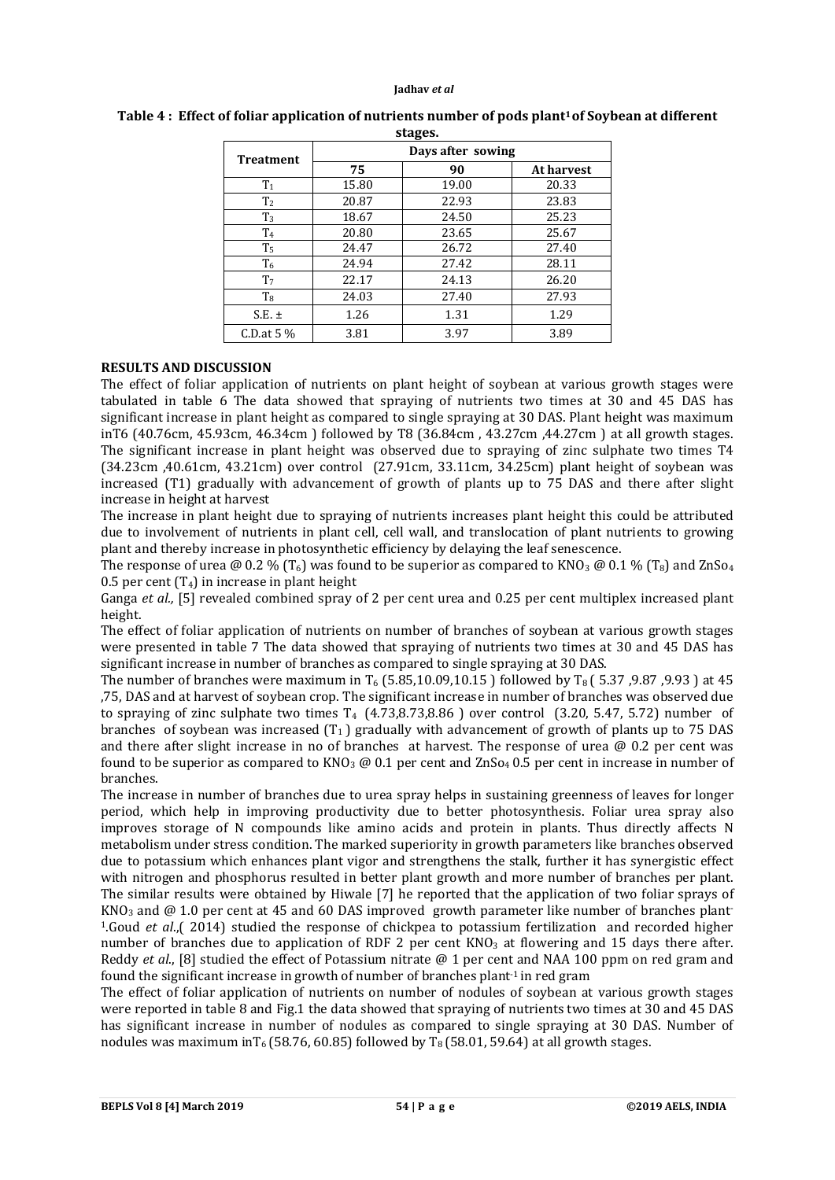**Table 4 : Effect of foliar application of nutrients number of pods plant[1] of Soybean at different stages.**

| Treatment | Days after sowing | | |
|---|---|---|---|
| | 75 | 90 | At harvest |
| $T_1$ | 15.80 | 19.00 | 20.33 |
| $T_2$ | 20.87 | 22.93 | 23.83 |
| $T_3$ | 18.67 | 24.50 | 25.23 |
| $T_4$ | 20.80 | 23.65 | 25.67 |
| $T_5$ | 24.47 | 26.72 | 27.40 |
| $T_6$ | 24.94 | 27.42 | 28.11 |
| $T_7$ | 22.17 | 24.13 | 26.20 |
| $T_8$ | 24.03 | 27.40 | 27.93 |
| S.E. ± | 1.26 | 1.31 | 1.29 |
| C.D.at 5 % | 3.81 | 3.97 | 3.89 |

## RESULTS AND DISCUSSION

The effect of foliar application of nutrients on plant height of soybean at various growth stages were tabulated in table 6 The data showed that spraying of nutrients two times at 30 and 45 DAS has significant increase in plant height as compared to single spraying at 30 DAS. Plant height was maximum inT6 (40.76cm, 45.93cm, 46.34cm ) followed by T8 (36.84cm , 43.27cm ,44.27cm ) at all growth stages. The significant increase in plant height was observed due to spraying of zinc sulphate two times T4 (34.23cm ,40.61cm, 43.21cm) over control (27.91cm, 33.11cm, 34.25cm) plant height of soybean was increased (T1) gradually with advancement of growth of plants up to 75 DAS and there after slight increase in height at harvest

The increase in plant height due to spraying of nutrients increases plant height this could be attributed due to involvement of nutrients in plant cell, cell wall, and translocation of plant nutrients to growing plant and thereby increase in photosynthetic efficiency by delaying the leaf senescence.

The response of urea @ 0.2 % ($T_6$) was found to be superior as compared to $KNO_3$ @ 0.1 % ($T_8$) and $ZnSo_4$ 0.5 per cent ($T_4$) in increase in plant height

Ganga *et al.,* [5] revealed combined spray of 2 per cent urea and 0.25 per cent multiplex increased plant height.

The effect of foliar application of nutrients on number of branches of soybean at various growth stages were presented in table 7 The data showed that spraying of nutrients two times at 30 and 45 DAS has significant increase in number of branches as compared to single spraying at 30 DAS.

The number of branches were maximum in $T_6$ (5.85,10.09,10.15 ) followed by $T_8$ ( 5.37 ,9.87 ,9.93 ) at 45 ,75, DAS and at harvest of soybean crop. The significant increase in number of branches was observed due to spraying of zinc sulphate two times $T_4$ (4.73,8.73,8.86 ) over control (3.20, 5.47, 5.72) number of branches of soybean was increased ($T_1$ ) gradually with advancement of growth of plants up to 75 DAS and there after slight increase in no of branches at harvest. The response of urea @ 0.2 per cent was found to be superior as compared to $KNO_3$ @ 0.1 per cent and $ZnSo_4$ 0.5 per cent in increase in number of branches.

The increase in number of branches due to urea spray helps in sustaining greenness of leaves for longer period, which help in improving productivity due to better photosynthesis. Foliar urea spray also improves storage of N compounds like amino acids and protein in plants. Thus directly affects N metabolism under stress condition. The marked superiority in growth parameters like branches observed due to potassium which enhances plant vigor and strengthens the stalk, further it has synergistic effect with nitrogen and phosphorus resulted in better plant growth and more number of branches per plant. The similar results were obtained by Hiwale [7] he reported that the application of two foliar sprays of $KNO_3$ and @ 1.0 per cent at 45 and 60 DAS improved growth parameter like number of branches plant$^{-1}$.Goud *et al*.,( 2014) studied the response of chickpea to potassium fertilization and recorded higher number of branches due to application of RDF 2 per cent $KNO_3$ at flowering and 15 days there after. Reddy *et al*., [8] studied the effect of Potassium nitrate @ 1 per cent and NAA 100 ppm on red gram and found the significant increase in growth of number of branches plant$^{-1}$ in red gram

The effect of foliar application of nutrients on number of nodules of soybean at various growth stages were reported in table 8 and Fig.1 the data showed that spraying of nutrients two times at 30 and 45 DAS has significant increase in number of nodules as compared to single spraying at 30 DAS. Number of nodules was maximum in$T_6$ (58.76, 60.85) followed by $T_8$ (58.01, 59.64) at all growth stages.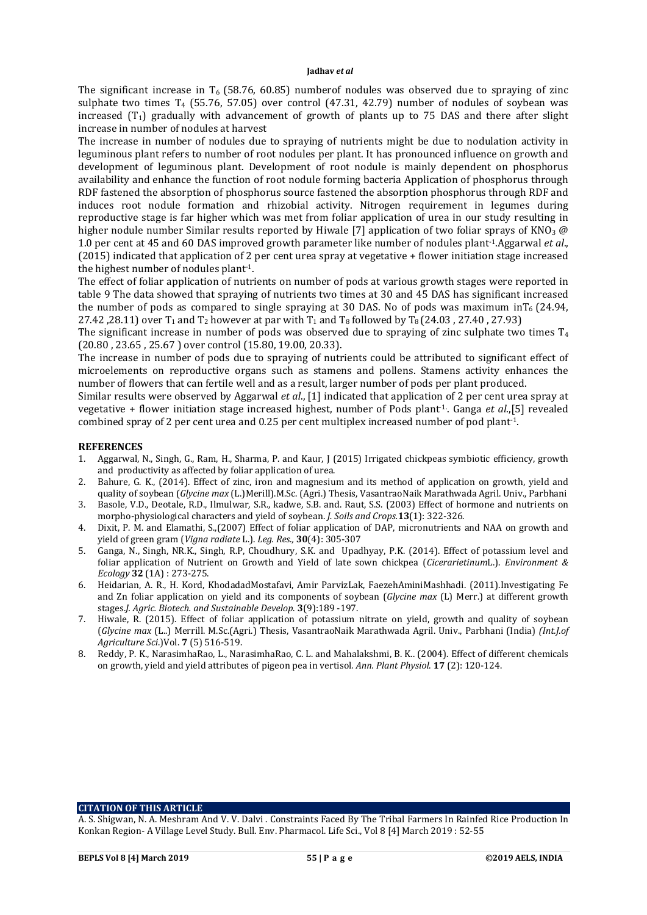The significant increase in $T_6$ (58.76, 60.85) numberof nodules was observed due to spraying of zinc sulphate two times $T_4$ (55.76, 57.05) over control (47.31, 42.79) number of nodules of soybean was increased ($T_1$) gradually with advancement of growth of plants up to 75 DAS and there after slight increase in number of nodules at harvest

The increase in number of nodules due to spraying of nutrients might be due to nodulation activity in leguminous plant refers to number of root nodules per plant. It has pronounced influence on growth and development of leguminous plant. Development of root nodule is mainly dependent on phosphorus availability and enhance the function of root nodule forming bacteria Application of phosphorus through RDF fastened the absorption of phosphorus source fastened the absorption phosphorus through RDF and induces root nodule formation and rhizobial activity. Nitrogen requirement in legumes during reproductive stage is far higher which was met from foliar application of urea in our study resulting in higher nodule number Similar results reported by Hiwale [7] application of two foliar sprays of $KNO_3$ @ 1.0 per cent at 45 and 60 DAS improved growth parameter like number of nodules plant$^{-1}$.Aggarwal *et al*., (2015) indicated that application of 2 per cent urea spray at vegetative + flower initiation stage increased the highest number of nodules plant$^{-1}$.

The effect of foliar application of nutrients on number of pods at various growth stages were reported in table 9 The data showed that spraying of nutrients two times at 30 and 45 DAS has significant increased the number of pods as compared to single spraying at 30 DAS. No of pods was maximum in$T_6$ (24.94, 27.42 ,28.11) over $T_1$ and $T_2$ however at par with $T_1$ and $T_8$ followed by $T_8$ (24.03 , 27.40 , 27.93)

The significant increase in number of pods was observed due to spraying of zinc sulphate two times $T_4$ (20.80 , 23.65 , 25.67 ) over control (15.80, 19.00, 20.33).

The increase in number of pods due to spraying of nutrients could be attributed to significant effect of microelements on reproductive organs such as stamens and pollens. Stamens activity enhances the number of flowers that can fertile well and as a result, larger number of pods per plant produced.

Similar results were observed by Aggarwal *et al*., [1] indicated that application of 2 per cent urea spray at vegetative + flower initiation stage increased highest, number of Pods plant$^{-1}$. Ganga *et al*.,[5] revealed combined spray of 2 per cent urea and 0.25 per cent multiplex increased number of pod plant$^{-1}$.

## REFERENCES

1. Aggarwal, N., Singh, G., Ram, H., Sharma, P. and Kaur, J (2015) Irrigated chickpeas symbiotic efficiency, growth and productivity as affected by foliar application of urea.
2. Bahure, G. K., (2014). Effect of zinc, iron and magnesium and its method of application on growth, yield and quality of soybean (*Glycine max* (L.)Merill).M.Sc. (Agri.) Thesis, VasantraoNaik Marathwada Agril. Univ., Parbhani
3. Basole, V.D., Deotale, R.D., Ilmulwar, S.R., kadwe, S.B. and. Raut, S.S. (2003) Effect of hormone and nutrients on morpho-physiological characters and yield of soybean. *J. Soils and Crops.* **13**(1): 322-326.
4. Dixit, P. M. and Elamathi, S.,(2007) Effect of foliar application of DAP, micronutrients and NAA on growth and yield of green gram (*Vigna radiate* L.). *Leg. Res.,* **30**(4): 305-307
5. Ganga, N., Singh, NR.K., Singh, R.P, Choudhury, S.K. and Upadhyay, P.K. (2014). Effect of potassium level and foliar application of Nutrient on Growth and Yield of late sown chickpea (*Cicerarietinum*L.). *Environment & Ecology* **32** (1A) : 273-275.
6. Heidarian, A. R., H. Kord, KhodadadMostafavi, Amir ParvizLak, FaezehAminiMashhadi. (2011).Investigating Fe and Zn foliar application on yield and its components of soybean (*Glycine max* (L) Merr.) at different growth stages.*J. Agric. Biotech. and Sustainable Develop.* **3**(9):189 -197.
7. Hiwale, R. (2015). Effect of foliar application of potassium nitrate on yield, growth and quality of soybean (*Glycine max* (L..) Merrill. M.Sc.(Agri.) Thesis, VasantraoNaik Marathwada Agril. Univ., Parbhani (India) *(Int.J.of Agriculture Sci.*)Vol. **7** (5) 516-519.
8. Reddy, P. K., NarasimhaRao, L., NarasimhaRao, C. L. and Mahalakshmi, B. K.. (2004). Effect of different chemicals on growth, yield and yield attributes of pigeon pea in vertisol. *Ann. Plant Physiol.* **17** (2): 120-124.

**CITATION OF THIS ARTICLE**

A. S. Shigwan, N. A. Meshram And V. V. Dalvi . Constraints Faced By The Tribal Farmers In Rainfed Rice Production In Konkan Region- A Village Level Study. Bull. Env. Pharmacol. Life Sci., Vol 8 [4] March 2019 : 52-55